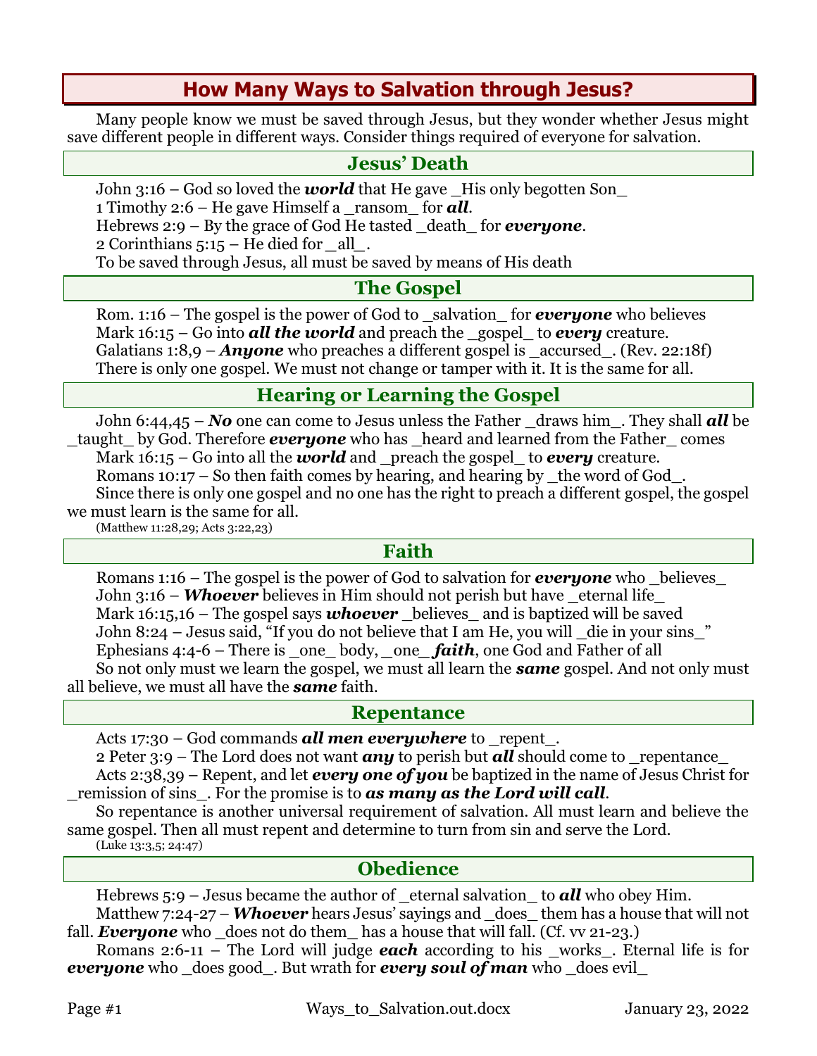# How Many Ways to Salvation through Jesus?

Many people know we must be saved through Jesus, but they wonder whether Jesus might save different people in different ways. Consider things required of everyone for salvation.

## Jesus' Death

John 3:16 – God so loved the ***world*** that He gave _His only begotten Son_

1 Timothy 2:6 – He gave Himself a _ransom_ for ***all***.

Hebrews 2:9 – By the grace of God He tasted _death_ for ***everyone***.

2 Corinthians 5:15 – He died for _all_.

To be saved through Jesus, all must be saved by means of His death

## The Gospel

Rom. 1:16 – The gospel is the power of God to _salvation_ for ***everyone*** who believes

Mark 16:15 – Go into ***all the world*** and preach the _gospel_ to ***every*** creature.

Galatians 1:8,9 – ***Anyone*** who preaches a different gospel is _accursed_. (Rev. 22:18f)

There is only one gospel. We must not change or tamper with it. It is the same for all.

## Hearing or Learning the Gospel

John 6:44,45 – ***No*** one can come to Jesus unless the Father _draws him_. They shall ***all*** be _taught_ by God. Therefore ***everyone*** who has _heard and learned from the Father_ comes

Mark 16:15 – Go into all the ***world*** and _preach the gospel_ to ***every*** creature.

Romans 10:17 – So then faith comes by hearing, and hearing by _the word of God_.

Since there is only one gospel and no one has the right to preach a different gospel, the gospel we must learn is the same for all.

(Matthew 11:28,29; Acts 3:22,23)

## Faith

Romans 1:16 – The gospel is the power of God to salvation for ***everyone*** who _believes_

John 3:16 – ***Whoever*** believes in Him should not perish but have _eternal life_

Mark 16:15,16 – The gospel says ***whoever*** _believes_ and is baptized will be saved

John 8:24 – Jesus said, "If you do not believe that I am He, you will _die in your sins_"

Ephesians 4:4-6 – There is _one_ body, _one_ ***faith***, one God and Father of all

So not only must we learn the gospel, we must all learn the ***same*** gospel. And not only must all believe, we must all have the ***same*** faith.

## Repentance

Acts 17:30 – God commands ***all men everywhere*** to _repent_.

2 Peter 3:9 – The Lord does not want ***any*** to perish but ***all*** should come to _repentance_

Acts 2:38,39 – Repent, and let ***every one of you*** be baptized in the name of Jesus Christ for _remission of sins_. For the promise is to ***as many as the Lord will call***.

So repentance is another universal requirement of salvation. All must learn and believe the same gospel. Then all must repent and determine to turn from sin and serve the Lord.

(Luke 13:3,5; 24:47)

## Obedience

Hebrews 5:9 – Jesus became the author of _eternal salvation_ to ***all*** who obey Him.

Matthew 7:24-27 – ***Whoever*** hears Jesus' sayings and _does_ them has a house that will not fall. ***Everyone*** who _does not do them_ has a house that will fall. (Cf. vv 21-23.)

Romans 2:6-11 – The Lord will judge ***each*** according to his _works_. Eternal life is for ***everyone*** who _does good_. But wrath for ***every soul of man*** who _does evil_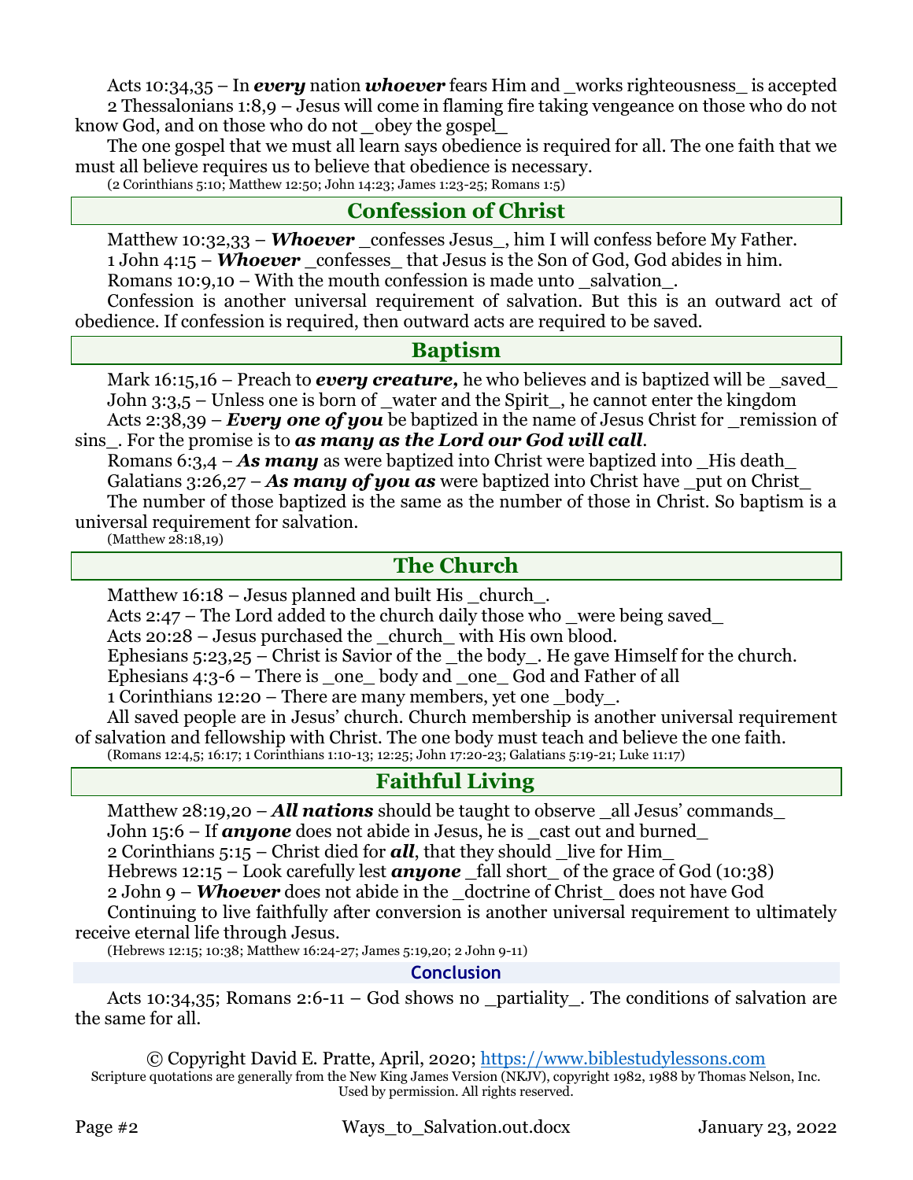Acts 10:34,35 – In ***every*** nation ***whoever*** fears Him and _works righteousness_ is accepted

2 Thessalonians 1:8,9 – Jesus will come in flaming fire taking vengeance on those who do not know God, and on those who do not _obey the gospel_

The one gospel that we must all learn says obedience is required for all. The one faith that we must all believe requires us to believe that obedience is necessary.

(2 Corinthians 5:10; Matthew 12:50; John 14:23; James 1:23-25; Romans 1:5)

## Confession of Christ

Matthew 10:32,33 – ***Whoever*** _confesses Jesus_, him I will confess before My Father.

1 John 4:15 – ***Whoever*** _confesses_ that Jesus is the Son of God, God abides in him.

Romans 10:9,10 – With the mouth confession is made unto _salvation_.

Confession is another universal requirement of salvation. But this is an outward act of obedience. If confession is required, then outward acts are required to be saved.

## Baptism

Mark 16:15,16 – Preach to ***every creature,*** he who believes and is baptized will be _saved_

John 3:3,5 – Unless one is born of _water and the Spirit_, he cannot enter the kingdom

Acts 2:38,39 – ***Every one of you*** be baptized in the name of Jesus Christ for _remission of sins_. For the promise is to ***as many as the Lord our God will call***.

Romans 6:3,4 – ***As many*** as were baptized into Christ were baptized into _His death_

Galatians 3:26,27 – ***As many of you as*** were baptized into Christ have _put on Christ_

The number of those baptized is the same as the number of those in Christ. So baptism is a universal requirement for salvation.

(Matthew 28:18,19)

## The Church

Matthew 16:18 – Jesus planned and built His _church_.

Acts 2:47 – The Lord added to the church daily those who _were being saved_

Acts 20:28 – Jesus purchased the _church_ with His own blood.

Ephesians 5:23,25 – Christ is Savior of the _the body_. He gave Himself for the church.

Ephesians 4:3-6 – There is _one_ body and _one_ God and Father of all

1 Corinthians 12:20 – There are many members, yet one _body_.

All saved people are in Jesus' church. Church membership is another universal requirement of salvation and fellowship with Christ. The one body must teach and believe the one faith.

(Romans 12:4,5; 16:17; 1 Corinthians 1:10-13; 12:25; John 17:20-23; Galatians 5:19-21; Luke 11:17)

## Faithful Living

Matthew 28:19,20 – ***All nations*** should be taught to observe _all Jesus' commands_

John 15:6 – If ***anyone*** does not abide in Jesus, he is _cast out and burned_

2 Corinthians 5:15 – Christ died for ***all***, that they should _live for Him_

Hebrews 12:15 – Look carefully lest ***anyone*** _fall short_ of the grace of God (10:38)

2 John 9 – ***Whoever*** does not abide in the _doctrine of Christ_ does not have God

Continuing to live faithfully after conversion is another universal requirement to ultimately receive eternal life through Jesus.

(Hebrews 12:15; 10:38; Matthew 16:24-27; James 5:19,20; 2 John 9-11)

## Conclusion

Acts 10:34,35; Romans 2:6-11 – God shows no _partiality_. The conditions of salvation are the same for all.

© Copyright David E. Pratte, April, 2020; https://www.biblestudylessons.com

Scripture quotations are generally from the New King James Version (NKJV), copyright 1982, 1988 by Thomas Nelson, Inc. Used by permission. All rights reserved.